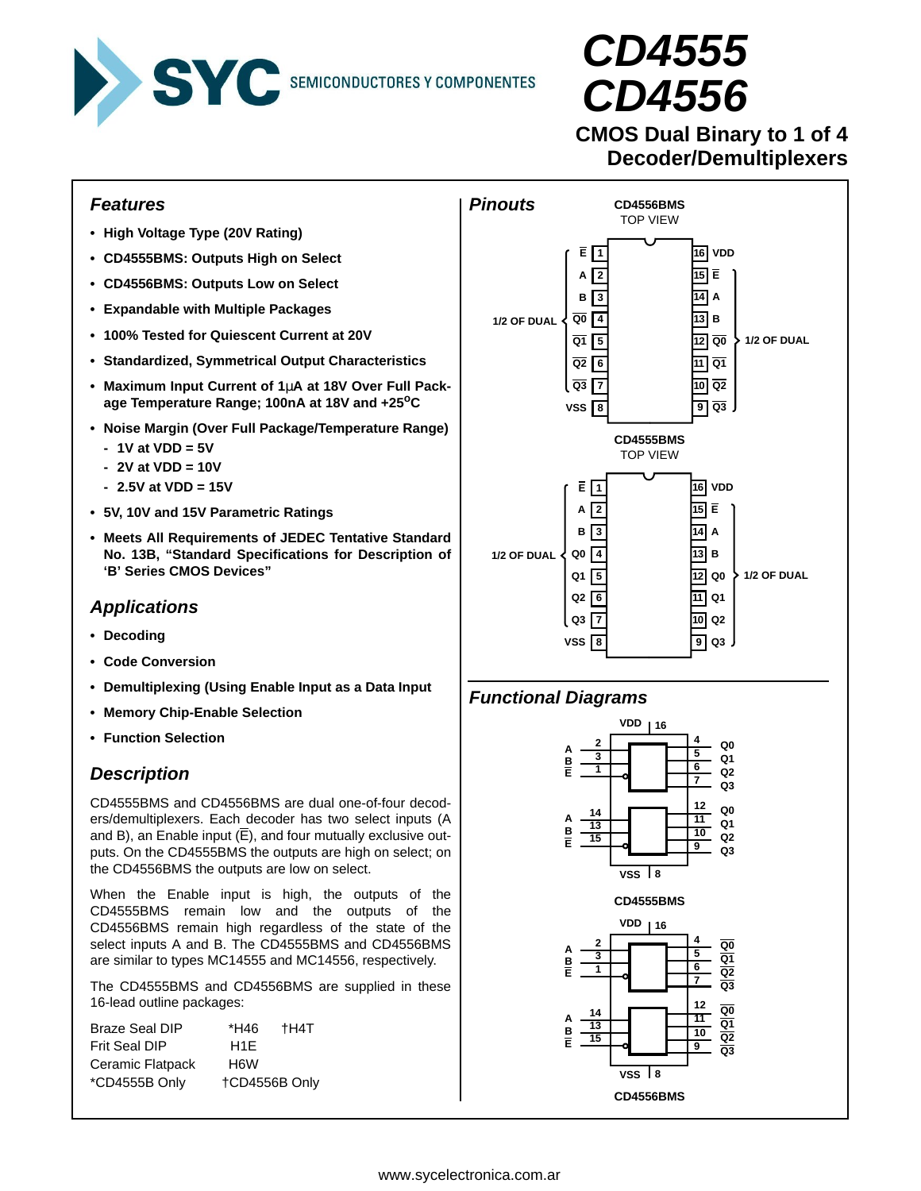# CD4555
# CD4556

## CMOS Dual Binary to 1 of 4 Decoder/Demultiplexers

### Features

- High Voltage Type (20V Rating)
- CD4555BMS: Outputs High on Select
- CD4556BMS: Outputs Low on Select
- Expandable with Multiple Packages
- 100% Tested for Quiescent Current at 20V
- Standardized, Symmetrical Output Characteristics
- Maximum Input Current of 1μA at 18V Over Full Package Temperature Range; 100nA at 18V and +25°C
- Noise Margin (Over Full Package/Temperature Range)
  - 1V at VDD = 5V
  - 2V at VDD = 10V
  - 2.5V at VDD = 15V
- 5V, 10V and 15V Parametric Ratings
- Meets All Requirements of JEDEC Tentative Standard No. 13B, "Standard Specifications for Description of 'B' Series CMOS Devices"

### Applications

- Decoding
- Code Conversion
- Demultiplexing (Using Enable Input as a Data Input
- Memory Chip-Enable Selection
- Function Selection

### Description

CD4555BMS and CD4556BMS are dual one-of-four decoders/demultiplexers. Each decoder has two select inputs (A and B), an Enable input (E̅), and four mutually exclusive outputs. On the CD4555BMS the outputs are high on select; on the CD4556BMS the outputs are low on select.

When the Enable input is high, the outputs of the CD4555BMS remain low and the outputs of the CD4556BMS remain high regardless of the state of the select inputs A and B. The CD4555BMS and CD4556BMS are similar to types MC14555 and MC14556, respectively.

The CD4555BMS and CD4556BMS are supplied in these 16-lead outline packages:

| | | |
|---|---|---|
| Braze Seal DIP | *H46 | †H4T |
| Frit Seal DIP | H1E | |
| Ceramic Flatpack | H6W | |
| *CD4555B Only | †CD4556B Only | |

### Pinouts

**CD4556BMS**
TOP VIEW

| Pin | Name | Pin | Name |
|---|---|---|---|
| 1 | E̅ | 16 | VDD |
| 2 | A | 15 | E̅ |
| 3 | B | 14 | A |
| 4 | Q̅0 | 13 | B |
| 5 | Q̅1 | 12 | Q̅0 |
| 6 | Q̅2 | 11 | Q̅1 |
| 7 | Q̅3 | 10 | Q̅2 |
| 8 | VSS | 9 | Q̅3 |

Pins 1–7: 1/2 OF DUAL; Pins 9–15: 1/2 OF DUAL

**CD4555BMS**
TOP VIEW

| Pin | Name | Pin | Name |
|---|---|---|---|
| 1 | E̅ | 16 | VDD |
| 2 | A | 15 | E̅ |
| 3 | B | 14 | A |
| 4 | Q0 | 13 | B |
| 5 | Q1 | 12 | Q0 |
| 6 | Q2 | 11 | Q1 |
| 7 | Q3 | 10 | Q2 |
| 8 | VSS | 9 | Q3 |

Pins 1–7: 1/2 OF DUAL; Pins 9–15: 1/2 OF DUAL

### Functional Diagrams

**CD4555BMS**: VDD 16, VSS 8. Decoder 1: A (2), B (3), E̅ (1) → Q0 (4), Q1 (5), Q2 (6), Q3 (7). Decoder 2: A (14), B (13), E̅ (15) → Q0 (12), Q1 (11), Q2 (10), Q3 (9).

**CD4556BMS**: VDD 16, VSS 8. Decoder 1: A (2), B (3), E̅ (1) → Q̅0 (4), Q̅1 (5), Q̅2 (6), Q̅3 (7). Decoder 2: A (14), B (13), E̅ (15) → Q̅0 (12), Q̅1 (11), Q̅2 (10), Q̅3 (9).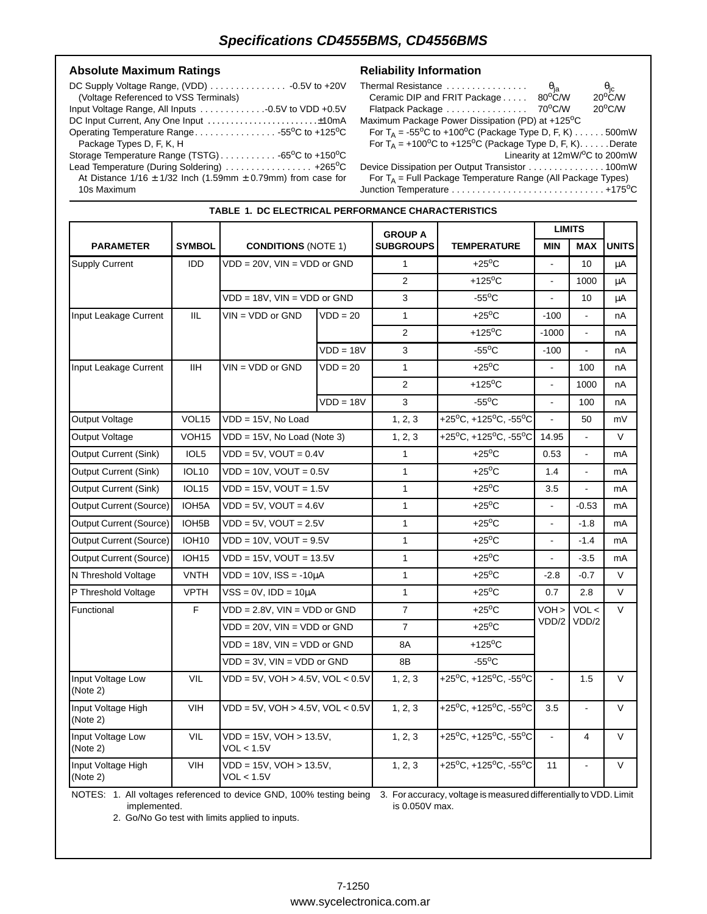## Specifications CD4555BMS, CD4556BMS

### Absolute Maximum Ratings

DC Supply Voltage Range, (VDD) . . . . . . . . . . . . . . . -0.5V to +20V
(Voltage Referenced to VSS Terminals)
Input Voltage Range, All Inputs . . . . . . . . . . . . .-0.5V to VDD +0.5V
DC Input Current, Any One Input . . . . . . . . . . . . . . . . . . . . . . .±10mA
Operating Temperature Range. . . . . . . . . . . . . . . . -55°C to +125°C
Package Types D, F, K, H
Storage Temperature Range (TSTG) . . . . . . . . . . . -65°C to +150°C
Lead Temperature (During Soldering) . . . . . . . . . . . . . . . . . +265°C
At Distance 1/16 ± 1/32 Inch (1.59mm ± 0.79mm) from case for 10s Maximum

### Reliability Information

| Thermal Resistance | $\theta_{ja}$ | $\theta_{jc}$ |
|---|---|---|
| Ceramic DIP and FRIT Package | 80°C/W | 20°C/W |
| Flatpack Package | 70°C/W | 20°C/W |

Maximum Package Power Dissipation (PD) at +125°C
For $T_A$ = -55°C to +100°C (Package Type D, F, K) . . . . . . 500mW
For $T_A$ = +100°C to +125°C (Package Type D, F, K). . . . . .Derate Linearity at 12mW/°C to 200mW
Device Dissipation per Output Transistor . . . . . . . . . . . . . . . 100mW
For $T_A$ = Full Package Temperature Range (All Package Types)
Junction Temperature . . . . . . . . . . . . . . . . . . . . . . . . . . . . . . +175°C

**TABLE 1. DC ELECTRICAL PERFORMANCE CHARACTERISTICS**

| PARAMETER | SYMBOL | CONDITIONS (NOTE 1) | | GROUP A SUBGROUPS | TEMPERATURE | LIMITS MIN | LIMITS MAX | UNITS |
|---|---|---|---|---|---|---|---|---|
| Supply Current | IDD | VDD = 20V, VIN = VDD or GND | | 1 | +25°C | - | 10 | µA |
| | | | | 2 | +125°C | - | 1000 | µA |
| | | VDD = 18V, VIN = VDD or GND | | 3 | -55°C | - | 10 | µA |
| Input Leakage Current | IIL | VIN = VDD or GND | VDD = 20 | 1 | +25°C | -100 | - | nA |
| | | | | 2 | +125°C | -1000 | - | nA |
| | | | VDD = 18V | 3 | -55°C | -100 | - | nA |
| Input Leakage Current | IIH | VIN = VDD or GND | VDD = 20 | 1 | +25°C | - | 100 | nA |
| | | | | 2 | +125°C | - | 1000 | nA |
| | | | VDD = 18V | 3 | -55°C | - | 100 | nA |
| Output Voltage | VOL15 | VDD = 15V, No Load | | 1, 2, 3 | +25°C, +125°C, -55°C | - | 50 | mV |
| Output Voltage | VOH15 | VDD = 15V, No Load (Note 3) | | 1, 2, 3 | +25°C, +125°C, -55°C | 14.95 | - | V |
| Output Current (Sink) | IOL5 | VDD = 5V, VOUT = 0.4V | | 1 | +25°C | 0.53 | - | mA |
| Output Current (Sink) | IOL10 | VDD = 10V, VOUT = 0.5V | | 1 | +25°C | 1.4 | - | mA |
| Output Current (Sink) | IOL15 | VDD = 15V, VOUT = 1.5V | | 1 | +25°C | 3.5 | - | mA |
| Output Current (Source) | IOH5A | VDD = 5V, VOUT = 4.6V | | 1 | +25°C | - | -0.53 | mA |
| Output Current (Source) | IOH5B | VDD = 5V, VOUT = 2.5V | | 1 | +25°C | - | -1.8 | mA |
| Output Current (Source) | IOH10 | VDD = 10V, VOUT = 9.5V | | 1 | +25°C | - | -1.4 | mA |
| Output Current (Source) | IOH15 | VDD = 15V, VOUT = 13.5V | | 1 | +25°C | - | -3.5 | mA |
| N Threshold Voltage | VNTH | VDD = 10V, ISS = -10µA | | 1 | +25°C | -2.8 | -0.7 | V |
| P Threshold Voltage | VPTH | VSS = 0V, IDD = 10µA | | 1 | +25°C | 0.7 | 2.8 | V |
| Functional | F | VDD = 2.8V, VIN = VDD or GND | | 7 | +25°C | VOH > VDD/2 | VOL < VDD/2 | V |
| | | VDD = 20V, VIN = VDD or GND | | 7 | +25°C | | | |
| | | VDD = 18V, VIN = VDD or GND | | 8A | +125°C | | | |
| | | VDD = 3V, VIN = VDD or GND | | 8B | -55°C | | | |
| Input Voltage Low (Note 2) | VIL | VDD = 5V, VOH > 4.5V, VOL < 0.5V | | 1, 2, 3 | +25°C, +125°C, -55°C | - | 1.5 | V |
| Input Voltage High (Note 2) | VIH | VDD = 5V, VOH > 4.5V, VOL < 0.5V | | 1, 2, 3 | +25°C, +125°C, -55°C | 3.5 | - | V |
| Input Voltage Low (Note 2) | VIL | VDD = 15V, VOH > 13.5V, VOL < 1.5V | | 1, 2, 3 | +25°C, +125°C, -55°C | - | 4 | V |
| Input Voltage High (Note 2) | VIH | VDD = 15V, VOH > 13.5V, VOL < 1.5V | | 1, 2, 3 | +25°C, +125°C, -55°C | 11 | - | V |

NOTES:
1. All voltages referenced to device GND, 100% testing being implemented.
2. Go/No Go test with limits applied to inputs.
3. For accuracy, voltage is measured differentially to VDD. Limit is 0.050V max.

www.sycelectronica.com.ar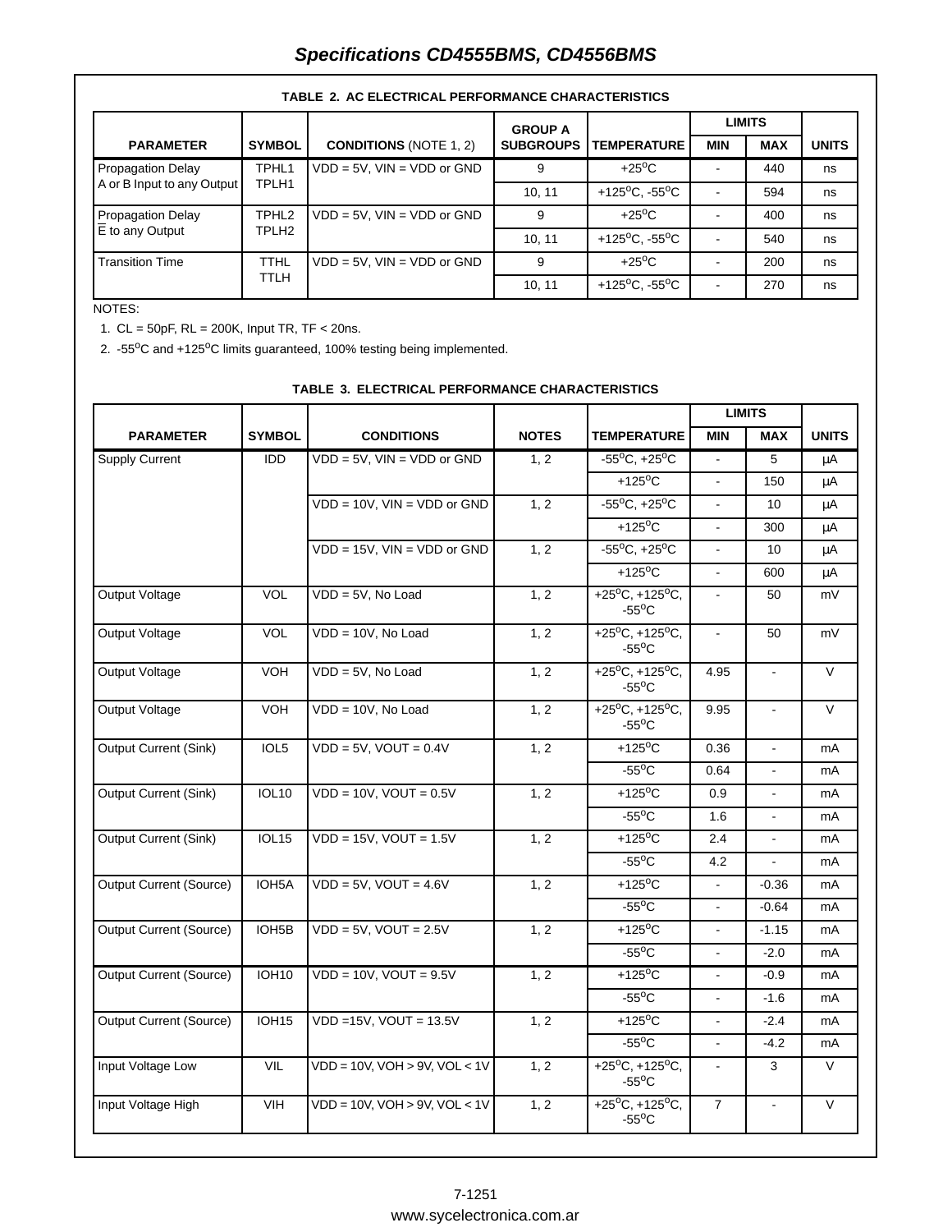## Specifications CD4555BMS, CD4556BMS

**TABLE 2. AC ELECTRICAL PERFORMANCE CHARACTERISTICS**

| PARAMETER | SYMBOL | CONDITIONS (NOTE 1, 2) | GROUP A SUBGROUPS | TEMPERATURE | LIMITS MIN | LIMITS MAX | UNITS |
|---|---|---|---|---|---|---|---|
| Propagation Delay A or B Input to any Output | TPHL1 TPLH1 | VDD = 5V, VIN = VDD or GND | 9 | +25$^{o}$C | - | 440 | ns |
| | | | 10, 11 | +125$^{o}$C, -55$^{o}$C | - | 594 | ns |
| Propagation Delay $\overline{E}$ to any Output | TPHL2 TPLH2 | VDD = 5V, VIN = VDD or GND | 9 | +25$^{o}$C | - | 400 | ns |
| | | | 10, 11 | +125$^{o}$C, -55$^{o}$C | - | 540 | ns |
| Transition Time | TTHL TTLH | VDD = 5V, VIN = VDD or GND | 9 | +25$^{o}$C | - | 200 | ns |
| | | | 10, 11 | +125$^{o}$C, -55$^{o}$C | - | 270 | ns |

NOTES:

1. CL = 50pF, RL = 200K, Input TR, TF < 20ns.
2. -55$^{o}$C and +125$^{o}$C limits guaranteed, 100% testing being implemented.

**TABLE 3. ELECTRICAL PERFORMANCE CHARACTERISTICS**

| PARAMETER | SYMBOL | CONDITIONS | NOTES | TEMPERATURE | LIMITS MIN | LIMITS MAX | UNITS |
|---|---|---|---|---|---|---|---|
| Supply Current | IDD | VDD = 5V, VIN = VDD or GND | 1, 2 | -55$^{o}$C, +25$^{o}$C | - | 5 | µA |
| | | | | +125$^{o}$C | - | 150 | µA |
| | | VDD = 10V, VIN = VDD or GND | 1, 2 | -55$^{o}$C, +25$^{o}$C | - | 10 | µA |
| | | | | +125$^{o}$C | - | 300 | µA |
| | | VDD = 15V, VIN = VDD or GND | 1, 2 | -55$^{o}$C, +25$^{o}$C | - | 10 | µA |
| | | | | +125$^{o}$C | - | 600 | µA |
| Output Voltage | VOL | VDD = 5V, No Load | 1, 2 | +25$^{o}$C, +125$^{o}$C, -55$^{o}$C | - | 50 | mV |
| Output Voltage | VOL | VDD = 10V, No Load | 1, 2 | +25$^{o}$C, +125$^{o}$C, -55$^{o}$C | - | 50 | mV |
| Output Voltage | VOH | VDD = 5V, No Load | 1, 2 | +25$^{o}$C, +125$^{o}$C, -55$^{o}$C | 4.95 | - | V |
| Output Voltage | VOH | VDD = 10V, No Load | 1, 2 | +25$^{o}$C, +125$^{o}$C, -55$^{o}$C | 9.95 | - | V |
| Output Current (Sink) | IOL5 | VDD = 5V, VOUT = 0.4V | 1, 2 | +125$^{o}$C | 0.36 | - | mA |
| | | | | -55$^{o}$C | 0.64 | - | mA |
| Output Current (Sink) | IOL10 | VDD = 10V, VOUT = 0.5V | 1, 2 | +125$^{o}$C | 0.9 | - | mA |
| | | | | -55$^{o}$C | 1.6 | - | mA |
| Output Current (Sink) | IOL15 | VDD = 15V, VOUT = 1.5V | 1, 2 | +125$^{o}$C | 2.4 | - | mA |
| | | | | -55$^{o}$C | 4.2 | - | mA |
| Output Current (Source) | IOH5A | VDD = 5V, VOUT = 4.6V | 1, 2 | +125$^{o}$C | - | -0.36 | mA |
| | | | | -55$^{o}$C | - | -0.64 | mA |
| Output Current (Source) | IOH5B | VDD = 5V, VOUT = 2.5V | 1, 2 | +125$^{o}$C | - | -1.15 | mA |
| | | | | -55$^{o}$C | - | -2.0 | mA |
| Output Current (Source) | IOH10 | VDD = 10V, VOUT = 9.5V | 1, 2 | +125$^{o}$C | - | -0.9 | mA |
| | | | | -55$^{o}$C | - | -1.6 | mA |
| Output Current (Source) | IOH15 | VDD =15V, VOUT = 13.5V | 1, 2 | +125$^{o}$C | - | -2.4 | mA |
| | | | | -55$^{o}$C | - | -4.2 | mA |
| Input Voltage Low | VIL | VDD = 10V, VOH > 9V, VOL < 1V | 1, 2 | +25$^{o}$C, +125$^{o}$C, -55$^{o}$C | - | 3 | V |
| Input Voltage High | VIH | VDD = 10V, VOH > 9V, VOL < 1V | 1, 2 | +25$^{o}$C, +125$^{o}$C, -55$^{o}$C | 7 | - | V |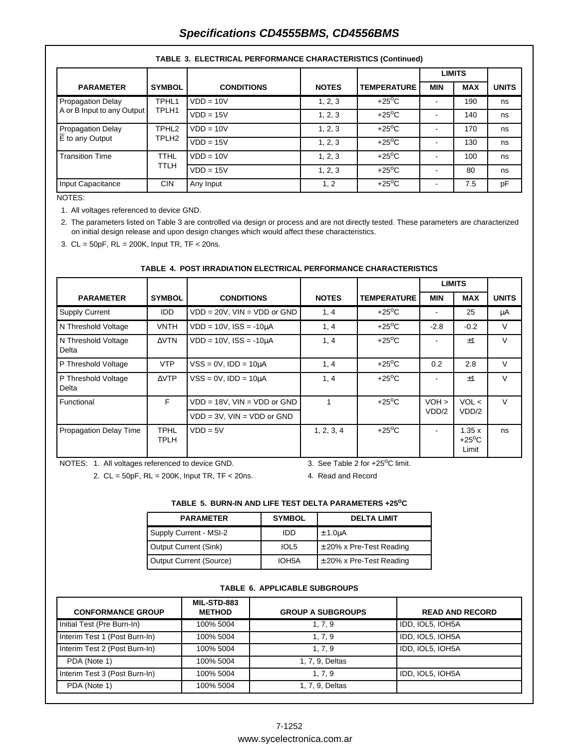### TABLE 3. ELECTRICAL PERFORMANCE CHARACTERISTICS (Continued)

| PARAMETER | SYMBOL | CONDITIONS | NOTES | TEMPERATURE | LIMITS MIN | LIMITS MAX | UNITS |
|---|---|---|---|---|---|---|---|
| Propagation Delay A or B Input to any Output | TPHL1 TPLH1 | VDD = 10V | 1, 2, 3 | +25$^{o}$C | - | 190 | ns |
| | | VDD = 15V | 1, 2, 3 | +25$^{o}$C | - | 140 | ns |
| Propagation Delay $\overline{E}$ to any Output | TPHL2 TPLH2 | VDD = 10V | 1, 2, 3 | +25$^{o}$C | - | 170 | ns |
| | | VDD = 15V | 1, 2, 3 | +25$^{o}$C | - | 130 | ns |
| Transition Time | TTHL TTLH | VDD = 10V | 1, 2, 3 | +25$^{o}$C | - | 100 | ns |
| | | VDD = 15V | 1, 2, 3 | +25$^{o}$C | - | 80 | ns |
| Input Capacitance | CIN | Any Input | 1, 2 | +25$^{o}$C | - | 7.5 | pF |

NOTES:

1. All voltages referenced to device GND.
2. The parameters listed on Table 3 are controlled via design or process and are not directly tested. These parameters are characterized on initial design release and upon design changes which would affect these characteristics.
3. CL = 50pF, RL = 200K, Input TR, TF < 20ns.

### TABLE 4. POST IRRADIATION ELECTRICAL PERFORMANCE CHARACTERISTICS

| PARAMETER | SYMBOL | CONDITIONS | NOTES | TEMPERATURE | LIMITS MIN | LIMITS MAX | UNITS |
|---|---|---|---|---|---|---|---|
| Supply Current | IDD | VDD = 20V, VIN = VDD or GND | 1, 4 | +25$^{o}$C | - | 25 | μA |
| N Threshold Voltage | VNTH | VDD = 10V, ISS = -10μA | 1, 4 | +25$^{o}$C | -2.8 | -0.2 | V |
| N Threshold Voltage Delta | ΔVTN | VDD = 10V, ISS = -10μA | 1, 4 | +25$^{o}$C | - | ±1 | V |
| P Threshold Voltage | VTP | VSS = 0V, IDD = 10μA | 1, 4 | +25$^{o}$C | 0.2 | 2.8 | V |
| P Threshold Voltage Delta | ΔVTP | VSS = 0V, IDD = 10μA | 1, 4 | +25$^{o}$C | - | ±1 | V |
| Functional | F | VDD = 18V, VIN = VDD or GND | 1 | +25$^{o}$C | VOH > VDD/2 | VOL < VDD/2 | V |
| | | VDD = 3V, VIN = VDD or GND | | | | | |
| Propagation Delay Time | TPHL TPLH | VDD = 5V | 1, 2, 3, 4 | +25$^{o}$C | - | 1.35 x +25$^{o}$C Limit | ns |

NOTES:
1. All voltages referenced to device GND.
2. CL = 50pF, RL = 200K, Input TR, TF < 20ns.
3. See Table 2 for +25$^{o}$C limit.
4. Read and Record

### TABLE 5. BURN-IN AND LIFE TEST DELTA PARAMETERS +25$^{o}$C

| PARAMETER | SYMBOL | DELTA LIMIT |
|---|---|---|
| Supply Current - MSI-2 | IDD | ± 1.0μA |
| Output Current (Sink) | IOL5 | ± 20% x Pre-Test Reading |
| Output Current (Source) | IOH5A | ± 20% x Pre-Test Reading |

### TABLE 6. APPLICABLE SUBGROUPS

| CONFORMANCE GROUP | MIL-STD-883 METHOD | GROUP A SUBGROUPS | READ AND RECORD |
|---|---|---|---|
| Initial Test (Pre Burn-In) | 100% 5004 | 1, 7, 9 | IDD, IOL5, IOH5A |
| Interim Test 1 (Post Burn-In) | 100% 5004 | 1, 7, 9 | IDD, IOL5, IOH5A |
| Interim Test 2 (Post Burn-In) | 100% 5004 | 1, 7, 9 | IDD, IOL5, IOH5A |
| PDA (Note 1) | 100% 5004 | 1, 7, 9, Deltas | |
| Interim Test 3 (Post Burn-In) | 100% 5004 | 1, 7, 9 | IDD, IOL5, IOH5A |
| PDA (Note 1) | 100% 5004 | 1, 7, 9, Deltas | |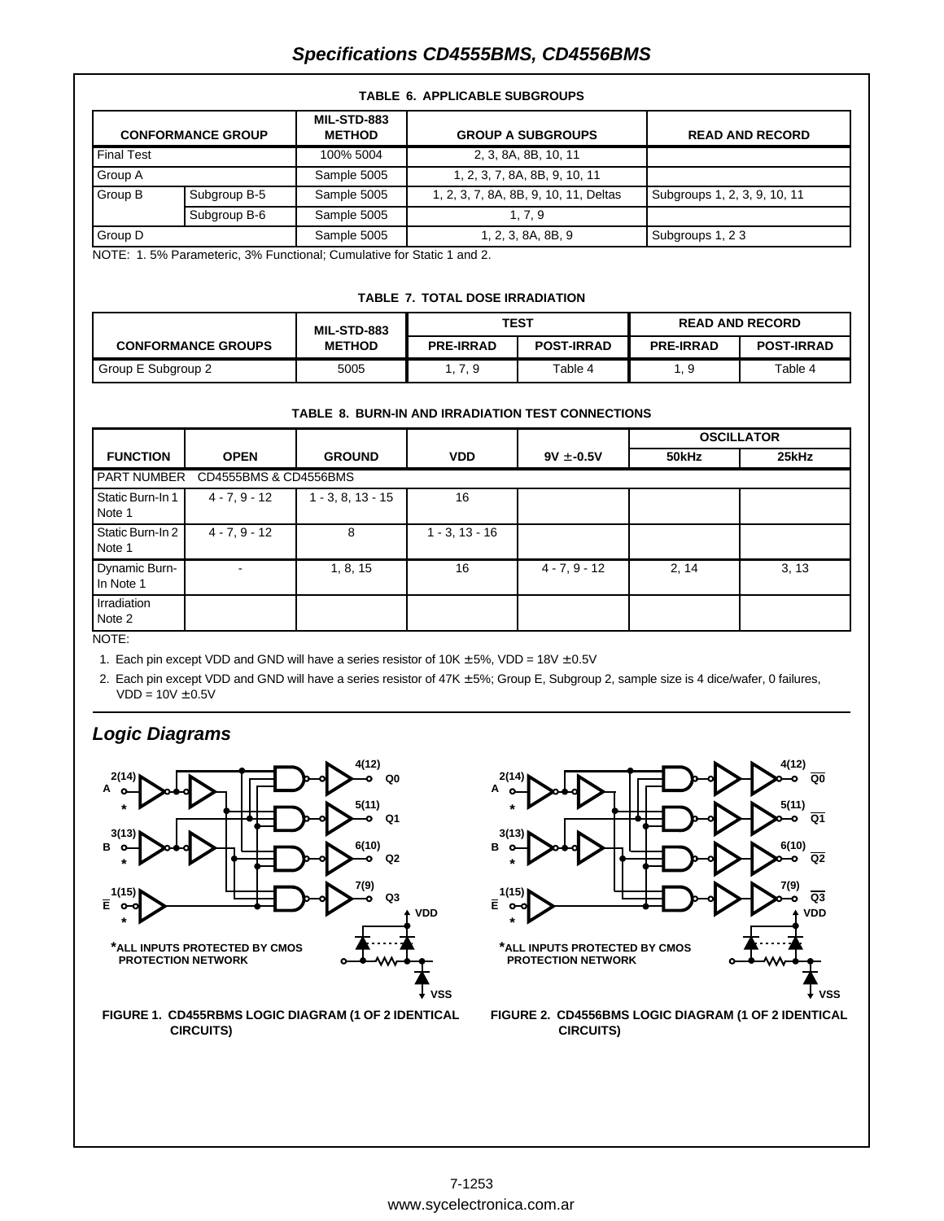## Specifications CD4555BMS, CD4556BMS

**TABLE 6. APPLICABLE SUBGROUPS**

| CONFORMANCE GROUP | | MIL-STD-883 METHOD | GROUP A SUBGROUPS | READ AND RECORD |
|---|---|---|---|---|
| Final Test | | 100% 5004 | 2, 3, 8A, 8B, 10, 11 | |
| Group A | | Sample 5005 | 1, 2, 3, 7, 8A, 8B, 9, 10, 11 | |
| Group B | Subgroup B-5 | Sample 5005 | 1, 2, 3, 7, 8A, 8B, 9, 10, 11, Deltas | Subgroups 1, 2, 3, 9, 10, 11 |
| | Subgroup B-6 | Sample 5005 | 1, 7, 9 | |
| Group D | | Sample 5005 | 1, 2, 3, 8A, 8B, 9 | Subgroups 1, 2 3 |

NOTE: 1. 5% Parameteric, 3% Functional; Cumulative for Static 1 and 2.

**TABLE 7. TOTAL DOSE IRRADIATION**

| CONFORMANCE GROUPS | MIL-STD-883 METHOD | TEST | | READ AND RECORD | |
|---|---|---|---|---|---|
| | | PRE-IRRAD | POST-IRRAD | PRE-IRRAD | POST-IRRAD |
| Group E Subgroup 2 | 5005 | 1, 7, 9 | Table 4 | 1, 9 | Table 4 |

**TABLE 8. BURN-IN AND IRRADIATION TEST CONNECTIONS**

| FUNCTION | OPEN | GROUND | VDD | 9V ± -0.5V | OSCILLATOR 50kHz | OSCILLATOR 25kHz |
|---|---|---|---|---|---|---|
| PART NUMBER | CD4555BMS & CD4556BMS | | | | | |
| Static Burn-In 1 Note 1 | 4 - 7, 9 - 12 | 1 - 3, 8, 13 - 15 | 16 | | | |
| Static Burn-In 2 Note 1 | 4 - 7, 9 - 12 | 8 | 1 - 3, 13 - 16 | | | |
| Dynamic Burn-In Note 1 | - | 1, 8, 15 | 16 | 4 - 7, 9 - 12 | 2, 14 | 3, 13 |
| Irradiation Note 2 | | | | | | |

NOTE:

1. Each pin except VDD and GND will have a series resistor of 10K ±5%, VDD = 18V ±0.5V
2. Each pin except VDD and GND will have a series resistor of 47K ±5%; Group E, Subgroup 2, sample size is 4 dice/wafer, 0 failures, VDD = 10V ±0.5V

## Logic Diagrams

*ALL INPUTS PROTECTED BY CMOS PROTECTION NETWORK

FIGURE 1. CD455RBMS LOGIC DIAGRAM (1 OF 2 IDENTICAL CIRCUITS)

*ALL INPUTS PROTECTED BY CMOS PROTECTION NETWORK

FIGURE 2. CD4556BMS LOGIC DIAGRAM (1 OF 2 IDENTICAL CIRCUITS)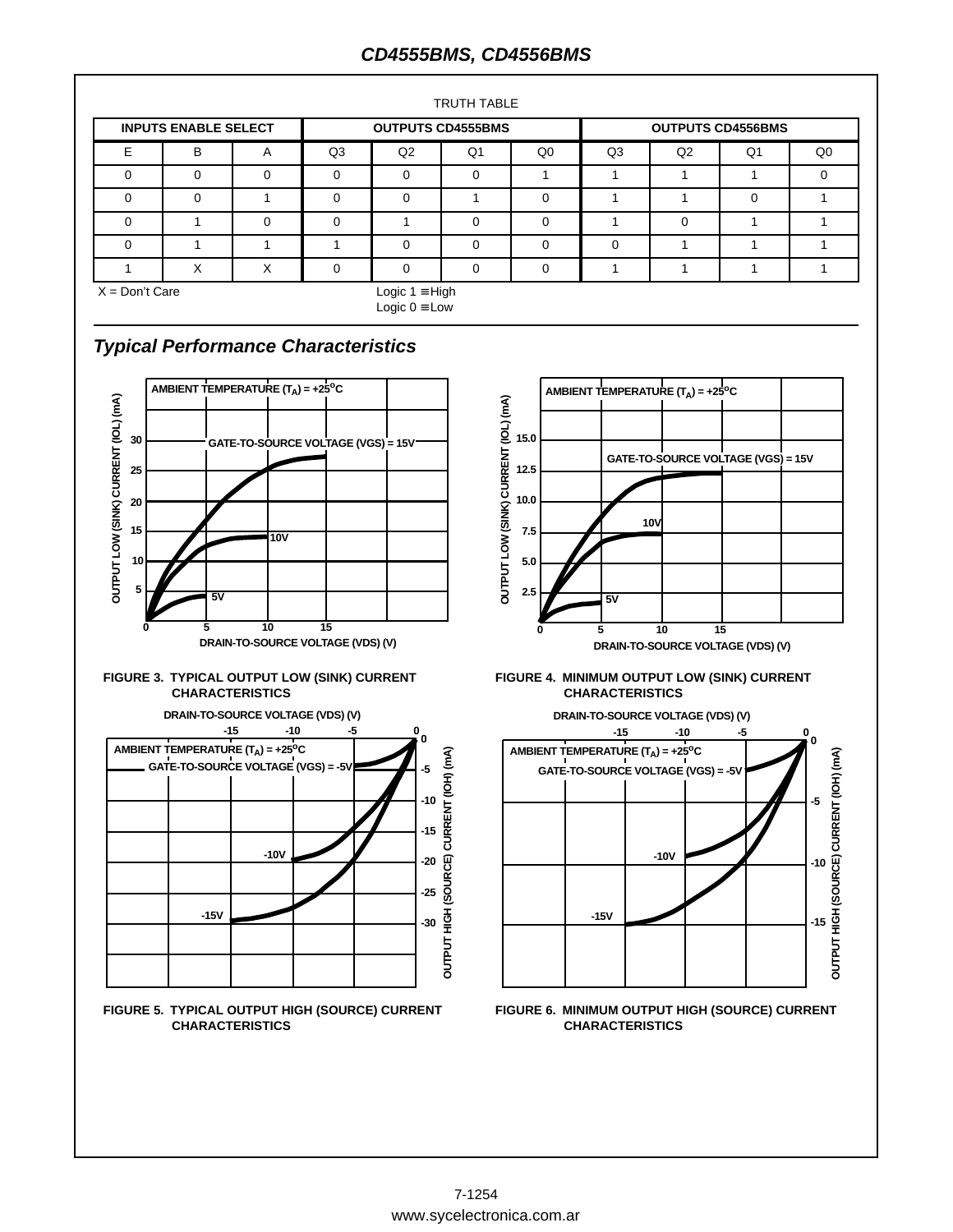TRUTH TABLE

| INPUTS ENABLE SELECT | | | OUTPUTS CD4555BMS | | | | OUTPUTS CD4556BMS | | | |
|---|---|---|---|---|---|---|---|---|---|---|
| E | B | A | Q3 | Q2 | Q1 | Q0 | Q3 | Q2 | Q1 | Q0 |
| 0 | 0 | 0 | 0 | 0 | 0 | 1 | 1 | 1 | 1 | 0 |
| 0 | 0 | 1 | 0 | 0 | 1 | 0 | 1 | 1 | 0 | 1 |
| 0 | 1 | 0 | 0 | 1 | 0 | 0 | 1 | 0 | 1 | 1 |
| 0 | 1 | 1 | 1 | 0 | 0 | 0 | 0 | 1 | 1 | 1 |
| 1 | X | X | 0 | 0 | 0 | 0 | 1 | 1 | 1 | 1 |

X = Don't Care

Logic 1 ≡ High
Logic 0 ≡ Low

## *Typical Performance Characteristics*

FIGURE 3. TYPICAL OUTPUT LOW (SINK) CURRENT CHARACTERISTICS

FIGURE 4. MINIMUM OUTPUT LOW (SINK) CURRENT CHARACTERISTICS

FIGURE 5. TYPICAL OUTPUT HIGH (SOURCE) CURRENT CHARACTERISTICS

FIGURE 6. MINIMUM OUTPUT HIGH (SOURCE) CURRENT CHARACTERISTICS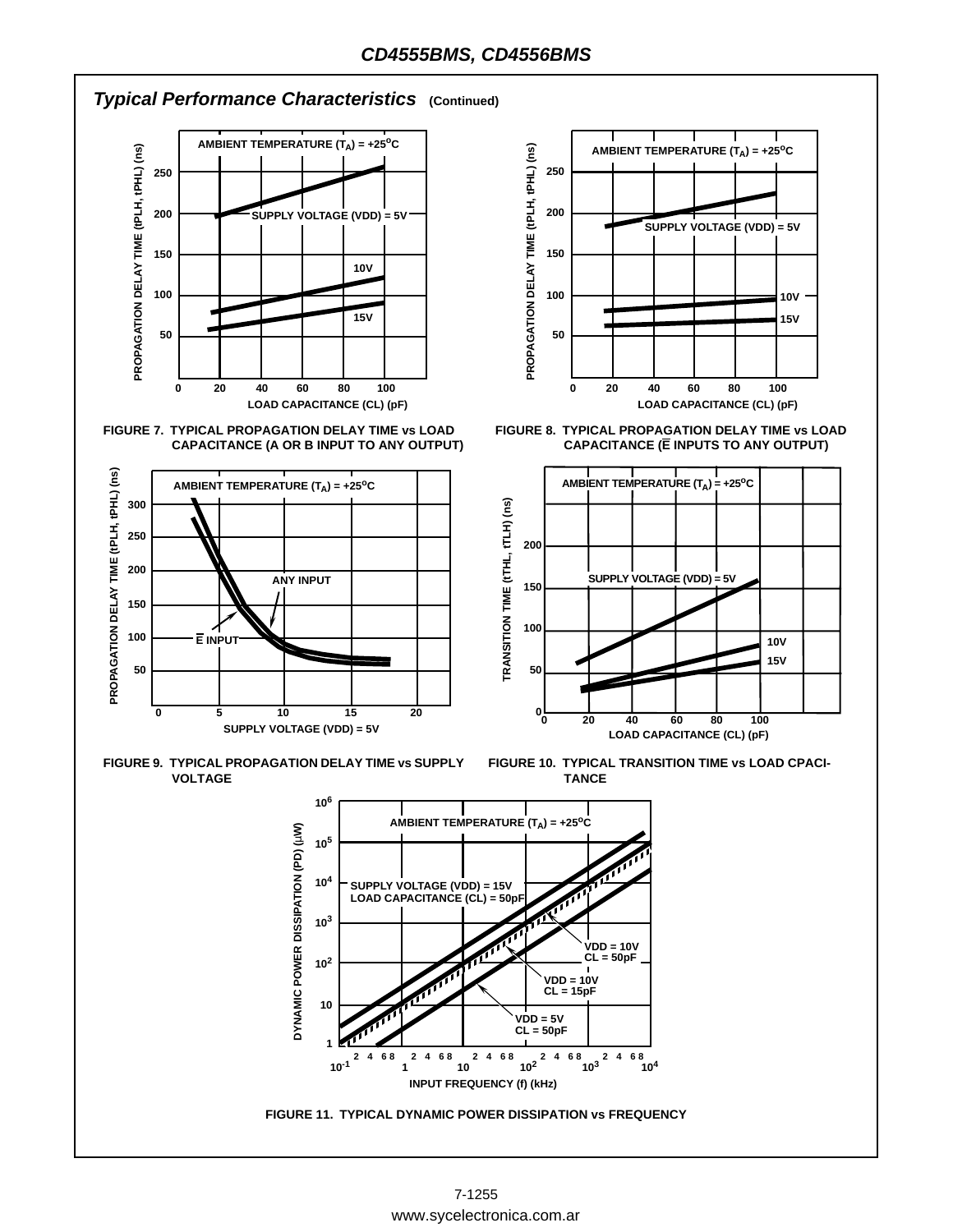## Typical Performance Characteristics (Continued)

FIGURE 7. TYPICAL PROPAGATION DELAY TIME vs LOAD CAPACITANCE (A OR B INPUT TO ANY OUTPUT)

FIGURE 8. TYPICAL PROPAGATION DELAY TIME vs LOAD CAPACITANCE ($\overline{E}$ INPUTS TO ANY OUTPUT)

FIGURE 9. TYPICAL PROPAGATION DELAY TIME vs SUPPLY VOLTAGE

FIGURE 10. TYPICAL TRANSITION TIME vs LOAD CPACITANCE

FIGURE 11. TYPICAL DYNAMIC POWER DISSIPATION vs FREQUENCY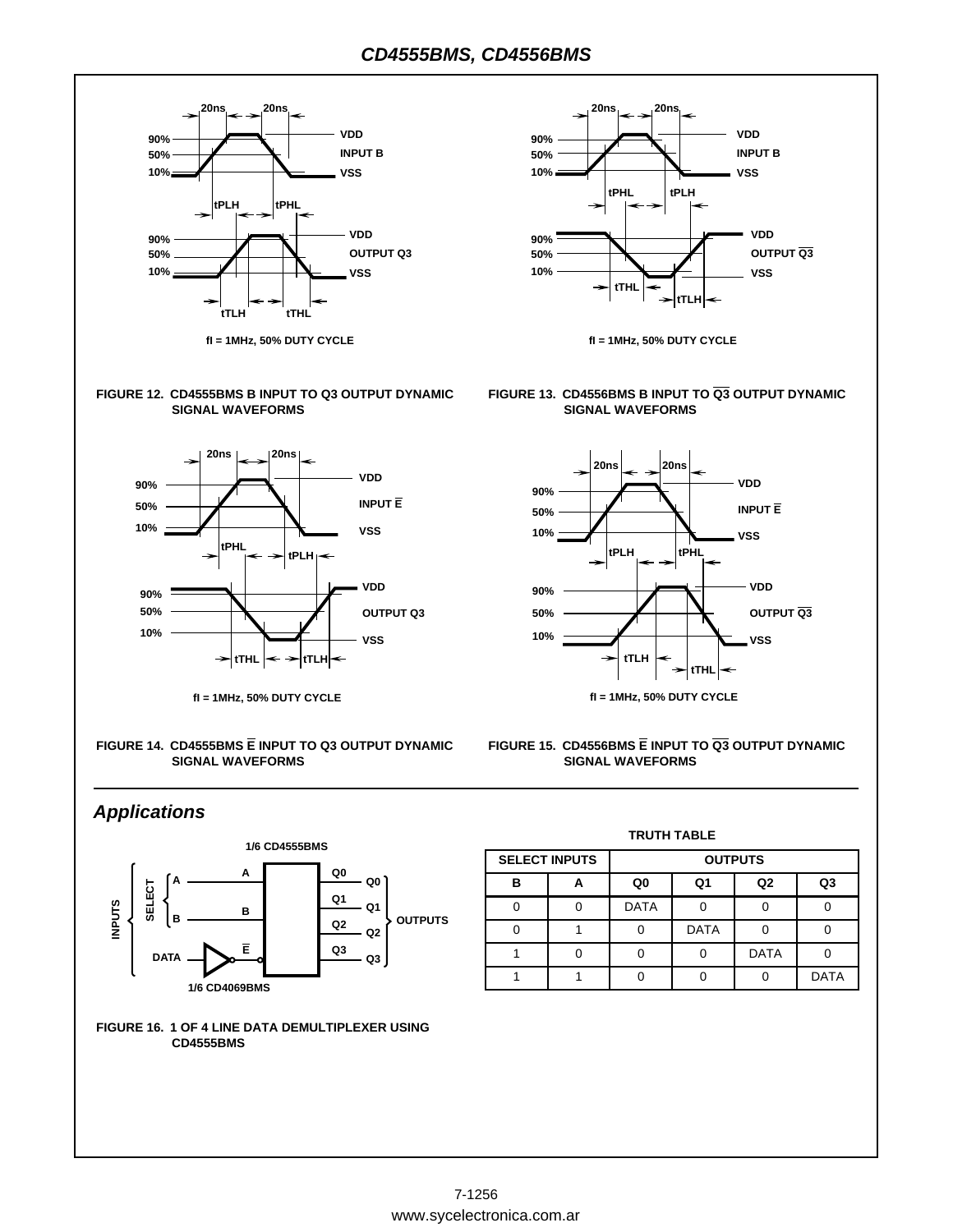FIGURE 12. CD4555BMS B INPUT TO Q3 OUTPUT DYNAMIC SIGNAL WAVEFORMS

FIGURE 13. CD4556BMS B INPUT TO $\overline{Q3}$ OUTPUT DYNAMIC SIGNAL WAVEFORMS

FIGURE 14. CD4555BMS $\overline{E}$ INPUT TO Q3 OUTPUT DYNAMIC SIGNAL WAVEFORMS

FIGURE 15. CD4556BMS $\overline{E}$ INPUT TO $\overline{Q3}$ OUTPUT DYNAMIC SIGNAL WAVEFORMS

## *Applications*

FIGURE 16. 1 OF 4 LINE DATA DEMULTIPLEXER USING CD4555BMS

**TRUTH TABLE**

| SELECT INPUTS | | OUTPUTS | | | |
|---|---|---|---|---|---|
| B | A | Q0 | Q1 | Q2 | Q3 |
| 0 | 0 | DATA | 0 | 0 | 0 |
| 0 | 1 | 0 | DATA | 0 | 0 |
| 1 | 0 | 0 | 0 | DATA | 0 |
| 1 | 1 | 0 | 0 | 0 | DATA |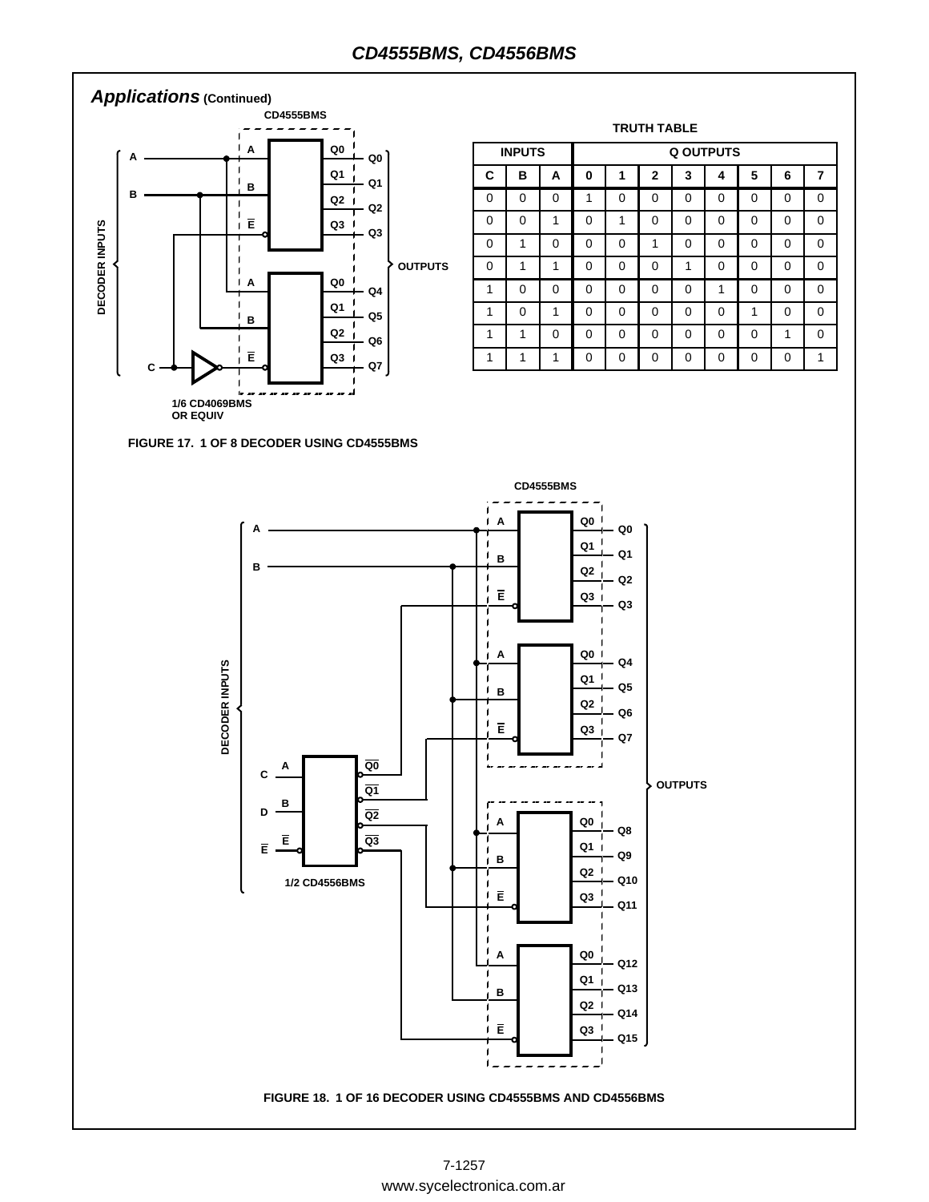## Applications (Continued)

**TRUTH TABLE**

| INPUTS | | | Q OUTPUTS | | | | | | | |
|---|---|---|---|---|---|---|---|---|---|---|
| C | B | A | 0 | 1 | 2 | 3 | 4 | 5 | 6 | 7 |
| 0 | 0 | 0 | 1 | 0 | 0 | 0 | 0 | 0 | 0 | 0 |
| 0 | 0 | 1 | 0 | 1 | 0 | 0 | 0 | 0 | 0 | 0 |
| 0 | 1 | 0 | 0 | 0 | 1 | 0 | 0 | 0 | 0 | 0 |
| 0 | 1 | 1 | 0 | 0 | 0 | 1 | 0 | 0 | 0 | 0 |
| 1 | 0 | 0 | 0 | 0 | 0 | 0 | 1 | 0 | 0 | 0 |
| 1 | 0 | 1 | 0 | 0 | 0 | 0 | 0 | 1 | 0 | 0 |
| 1 | 1 | 0 | 0 | 0 | 0 | 0 | 0 | 0 | 1 | 0 |
| 1 | 1 | 1 | 0 | 0 | 0 | 0 | 0 | 0 | 0 | 1 |

FIGURE 17. 1 OF 8 DECODER USING CD4555BMS

FIGURE 18. 1 OF 16 DECODER USING CD4555BMS AND CD4556BMS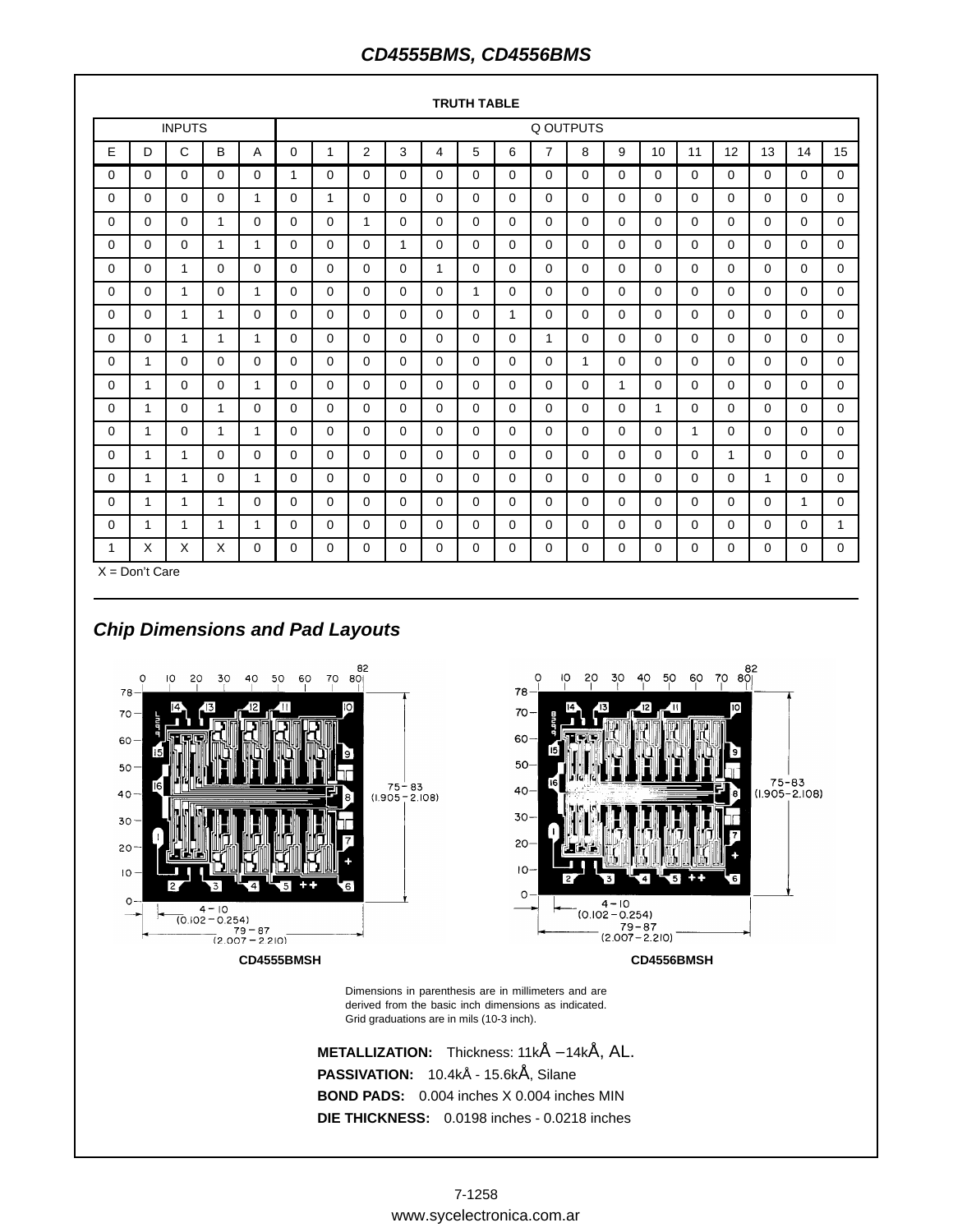**TRUTH TABLE**

| INPUTS | | | | | Q OUTPUTS | | | | | | | | | | | | | | | |
|---|---|---|---|---|---|---|---|---|---|---|---|---|---|---|---|---|---|---|---|---|
| E | D | C | B | A | 0 | 1 | 2 | 3 | 4 | 5 | 6 | 7 | 8 | 9 | 10 | 11 | 12 | 13 | 14 | 15 |
| 0 | 0 | 0 | 0 | 0 | 1 | 0 | 0 | 0 | 0 | 0 | 0 | 0 | 0 | 0 | 0 | 0 | 0 | 0 | 0 | 0 |
| 0 | 0 | 0 | 0 | 1 | 0 | 1 | 0 | 0 | 0 | 0 | 0 | 0 | 0 | 0 | 0 | 0 | 0 | 0 | 0 | 0 |
| 0 | 0 | 0 | 1 | 0 | 0 | 0 | 1 | 0 | 0 | 0 | 0 | 0 | 0 | 0 | 0 | 0 | 0 | 0 | 0 | 0 |
| 0 | 0 | 0 | 1 | 1 | 0 | 0 | 0 | 1 | 0 | 0 | 0 | 0 | 0 | 0 | 0 | 0 | 0 | 0 | 0 | 0 |
| 0 | 0 | 1 | 0 | 0 | 0 | 0 | 0 | 0 | 1 | 0 | 0 | 0 | 0 | 0 | 0 | 0 | 0 | 0 | 0 | 0 |
| 0 | 0 | 1 | 0 | 1 | 0 | 0 | 0 | 0 | 0 | 1 | 0 | 0 | 0 | 0 | 0 | 0 | 0 | 0 | 0 | 0 |
| 0 | 0 | 1 | 1 | 0 | 0 | 0 | 0 | 0 | 0 | 0 | 1 | 0 | 0 | 0 | 0 | 0 | 0 | 0 | 0 | 0 |
| 0 | 0 | 1 | 1 | 1 | 0 | 0 | 0 | 0 | 0 | 0 | 0 | 1 | 0 | 0 | 0 | 0 | 0 | 0 | 0 | 0 |
| 0 | 1 | 0 | 0 | 0 | 0 | 0 | 0 | 0 | 0 | 0 | 0 | 0 | 1 | 0 | 0 | 0 | 0 | 0 | 0 | 0 |
| 0 | 1 | 0 | 0 | 1 | 0 | 0 | 0 | 0 | 0 | 0 | 0 | 0 | 0 | 1 | 0 | 0 | 0 | 0 | 0 | 0 |
| 0 | 1 | 0 | 1 | 0 | 0 | 0 | 0 | 0 | 0 | 0 | 0 | 0 | 0 | 0 | 1 | 0 | 0 | 0 | 0 | 0 |
| 0 | 1 | 0 | 1 | 1 | 0 | 0 | 0 | 0 | 0 | 0 | 0 | 0 | 0 | 0 | 0 | 1 | 0 | 0 | 0 | 0 |
| 0 | 1 | 1 | 0 | 0 | 0 | 0 | 0 | 0 | 0 | 0 | 0 | 0 | 0 | 0 | 0 | 0 | 1 | 0 | 0 | 0 |
| 0 | 1 | 1 | 0 | 1 | 0 | 0 | 0 | 0 | 0 | 0 | 0 | 0 | 0 | 0 | 0 | 0 | 0 | 1 | 0 | 0 |
| 0 | 1 | 1 | 1 | 0 | 0 | 0 | 0 | 0 | 0 | 0 | 0 | 0 | 0 | 0 | 0 | 0 | 0 | 0 | 1 | 0 |
| 0 | 1 | 1 | 1 | 1 | 0 | 0 | 0 | 0 | 0 | 0 | 0 | 0 | 0 | 0 | 0 | 0 | 0 | 0 | 0 | 1 |
| 1 | X | X | X | 0 | 0 | 0 | 0 | 0 | 0 | 0 | 0 | 0 | 0 | 0 | 0 | 0 | 0 | 0 | 0 | 0 |

X = Don't Care

## *Chip Dimensions and Pad Layouts*

0 10 20 30 40 50 60 70 80 82
78 70 60 50 40 30 20 10 0
75 − 83
(1.905 − 2.108)
4 − 10
(0.102 − 0.254)
79 − 87
(2.007 − 2.210)

**CD4555BMSH**

0 10 20 30 40 50 60 70 80 82
78 70 60 50 40 30 20 10 0
75 − 83
(1.905 − 2.108)
4 − 10
(0.102 − 0.254)
79 − 87
(2.007 − 2.210)

**CD4556BMSH**

Dimensions in parenthesis are in millimeters and are derived from the basic inch dimensions as indicated. Grid graduations are in mils (10-3 inch).

**METALLIZATION:** Thickness: 11kÅ − 14kÅ, AL.

**PASSIVATION:** 10.4kÅ - 15.6kÅ, Silane

**BOND PADS:** 0.004 inches X 0.004 inches MIN

**DIE THICKNESS:** 0.0198 inches - 0.0218 inches